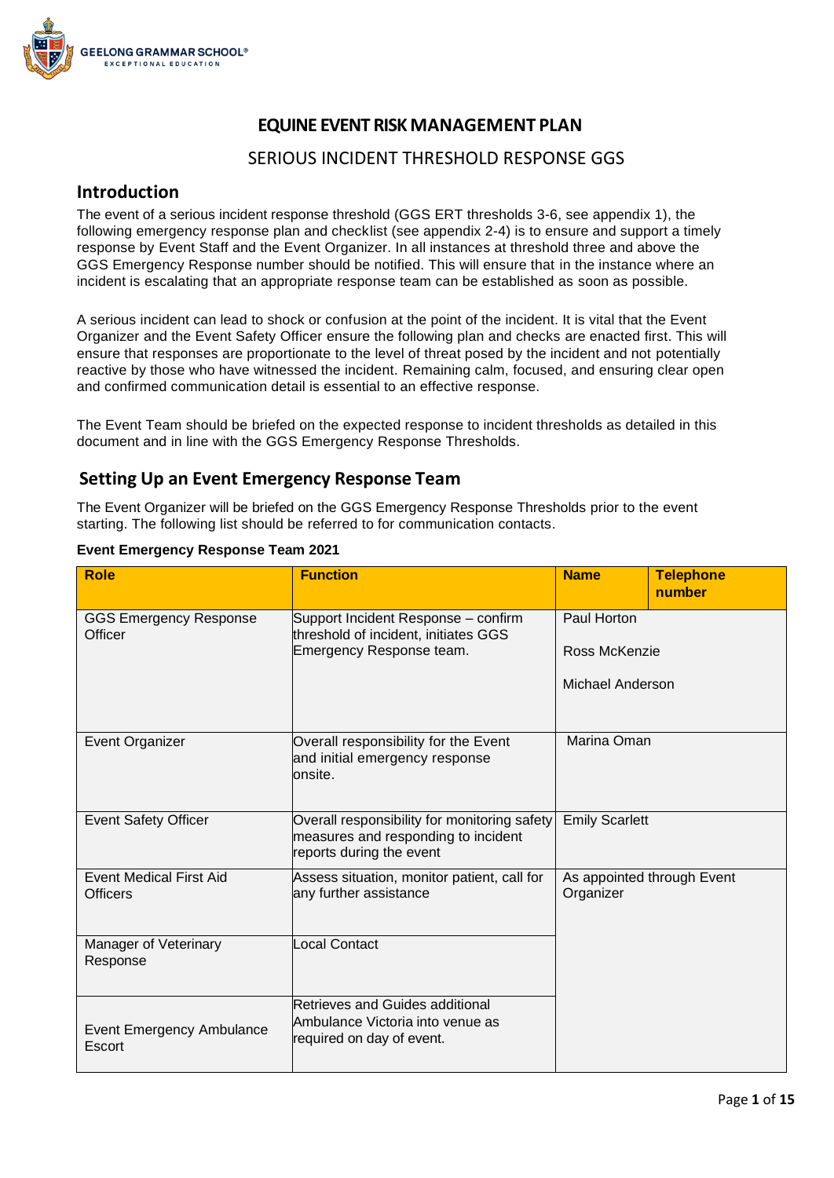# EQUINE EVENT RISK MANAGEMENT PLAN

## SERIOUS INCIDENT THRESHOLD RESPONSE GGS

## Introduction

The event of a serious incident response threshold (GGS ERT thresholds 3-6, see appendix 1), the following emergency response plan and checklist (see appendix 2-4) is to ensure and support a timely response by Event Staff and the Event Organizer. In all instances at threshold three and above the GGS Emergency Response number should be notified. This will ensure that in the instance where an incident is escalating that an appropriate response team can be established as soon as possible.

A serious incident can lead to shock or confusion at the point of the incident. It is vital that the Event Organizer and the Event Safety Officer ensure the following plan and checks are enacted first. This will ensure that responses are proportionate to the level of threat posed by the incident and not potentially reactive by those who have witnessed the incident. Remaining calm, focused, and ensuring clear open and confirmed communication detail is essential to an effective response.

The Event Team should be briefed on the expected response to incident thresholds as detailed in this document and in line with the GGS Emergency Response Thresholds.

## Setting Up an Event Emergency Response Team

The Event Organizer will be briefed on the GGS Emergency Response Thresholds prior to the event starting. The following list should be referred to for communication contacts.

**Event Emergency Response Team 2021**

| Role | Function | Name | Telephone number |
|---|---|---|---|
| GGS Emergency Response Officer | Support Incident Response – confirm threshold of incident, initiates GGS Emergency Response team. | Paul Horton<br>Ross McKenzie<br>Michael Anderson | |
| Event Organizer | Overall responsibility for the Event and initial emergency response onsite. | Marina Oman | |
| Event Safety Officer | Overall responsibility for monitoring safety measures and responding to incident reports during the event | Emily Scarlett | |
| Event Medical First Aid Officers | Assess situation, monitor patient, call for any further assistance | As appointed through Event Organizer | |
| Manager of Veterinary Response | Local Contact | | |
| Event Emergency Ambulance Escort | Retrieves and Guides additional Ambulance Victoria into venue as required on day of event. | | |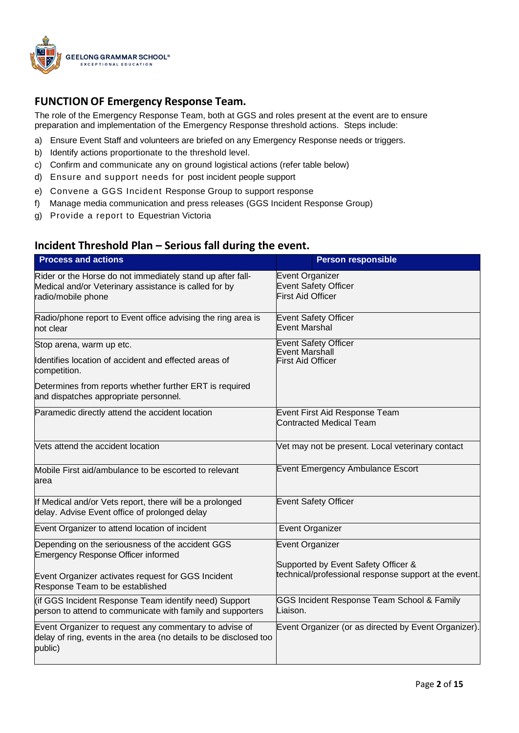## FUNCTION OF Emergency Response Team.

The role of the Emergency Response Team, both at GGS and roles present at the event are to ensure preparation and implementation of the Emergency Response threshold actions. Steps include:

a) Ensure Event Staff and volunteers are briefed on any Emergency Response needs or triggers.
b) Identify actions proportionate to the threshold level.
c) Confirm and communicate any on ground logistical actions (refer table below)
d) Ensure and support needs for post incident people support
e) Convene a GGS Incident Response Group to support response
f) Manage media communication and press releases (GGS Incident Response Group)
g) Provide a report to Equestrian Victoria

## Incident Threshold Plan – Serious fall during the event.

| Process and actions | Person responsible |
|---|---|
| Rider or the Horse do not immediately stand up after fall- Medical and/or Veterinary assistance is called for by radio/mobile phone | Event Organizer<br>Event Safety Officer<br>First Aid Officer |
| Radio/phone report to Event office advising the ring area is not clear | Event Safety Officer<br>Event Marshal |
| Stop arena, warm up etc.<br><br>Identifies location of accident and effected areas of competition.<br><br>Determines from reports whether further ERT is required and dispatches appropriate personnel. | Event Safety Officer<br>Event Marshall<br>First Aid Officer |
| Paramedic directly attend the accident location | Event First Aid Response Team<br>Contracted Medical Team |
| Vets attend the accident location | Vet may not be present. Local veterinary contact |
| Mobile First aid/ambulance to be escorted to relevant area | Event Emergency Ambulance Escort |
| If Medical and/or Vets report, there will be a prolonged delay. Advise Event office of prolonged delay | Event Safety Officer |
| Event Organizer to attend location of incident | Event Organizer |
| Depending on the seriousness of the accident GGS Emergency Response Officer informed<br><br>Event Organizer activates request for GGS Incident Response Team to be established | Event Organizer<br><br>Supported by Event Safety Officer & technical/professional response support at the event. |
| (if GGS Incident Response Team identify need) Support person to attend to communicate with family and supporters | GGS Incident Response Team School & Family Liaison. |
| Event Organizer to request any commentary to advise of delay of ring, events in the area (no details to be disclosed too public) | Event Organizer (or as directed by Event Organizer). |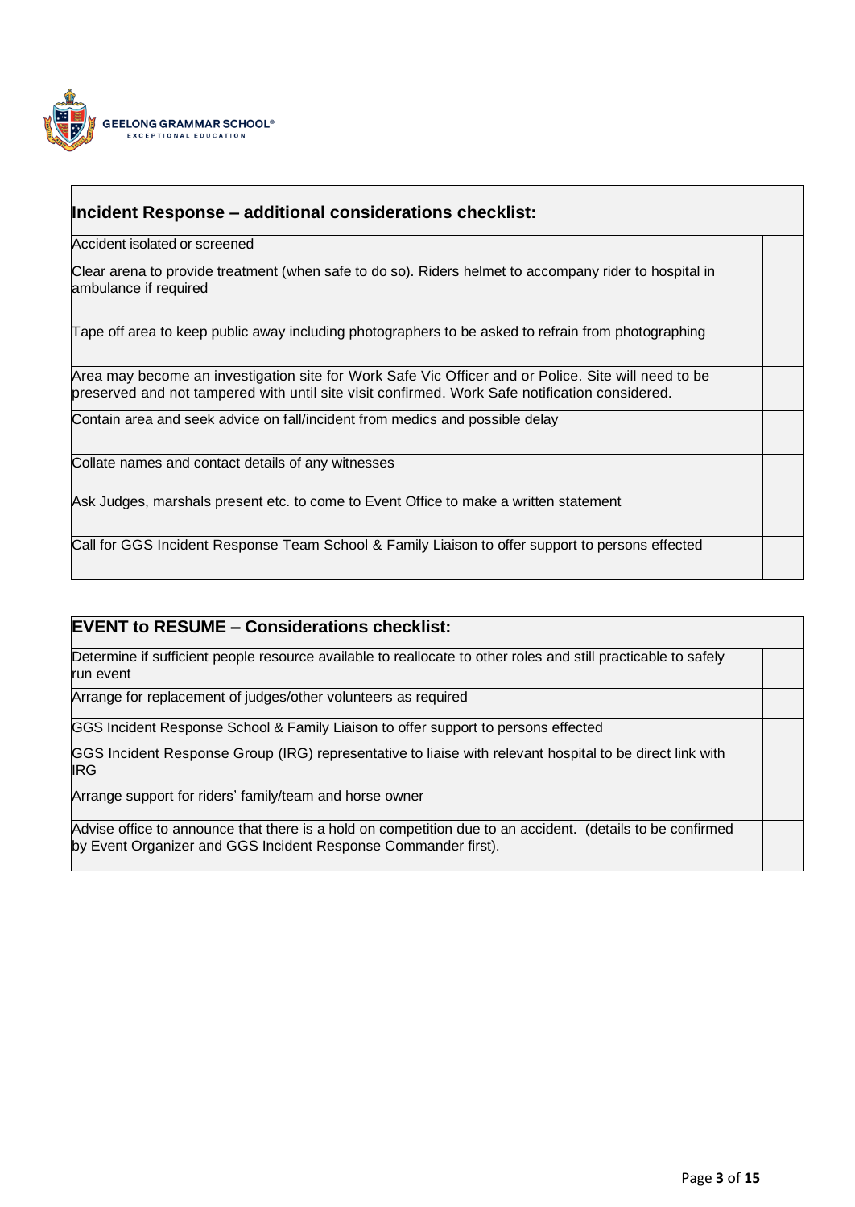| Incident Response – additional considerations checklist: | |
|---|---|
| Accident isolated or screened | |
| Clear arena to provide treatment (when safe to do so). Riders helmet to accompany rider to hospital in ambulance if required | |
| Tape off area to keep public away including photographers to be asked to refrain from photographing | |
| Area may become an investigation site for Work Safe Vic Officer and or Police. Site will need to be preserved and not tampered with until site visit confirmed. Work Safe notification considered. | |
| Contain area and seek advice on fall/incident from medics and possible delay | |
| Collate names and contact details of any witnesses | |
| Ask Judges, marshals present etc. to come to Event Office to make a written statement | |
| Call for GGS Incident Response Team School & Family Liaison to offer support to persons effected | |

| EVENT to RESUME – Considerations checklist: | |
|---|---|
| Determine if sufficient people resource available to reallocate to other roles and still practicable to safely run event | |
| Arrange for replacement of judges/other volunteers as required | |
| GGS Incident Response School & Family Liaison to offer support to persons effected<br><br>GGS Incident Response Group (IRG) representative to liaise with relevant hospital to be direct link with IRG<br><br>Arrange support for riders' family/team and horse owner | |
| Advise office to announce that there is a hold on competition due to an accident. (details to be confirmed by Event Organizer and GGS Incident Response Commander first). | |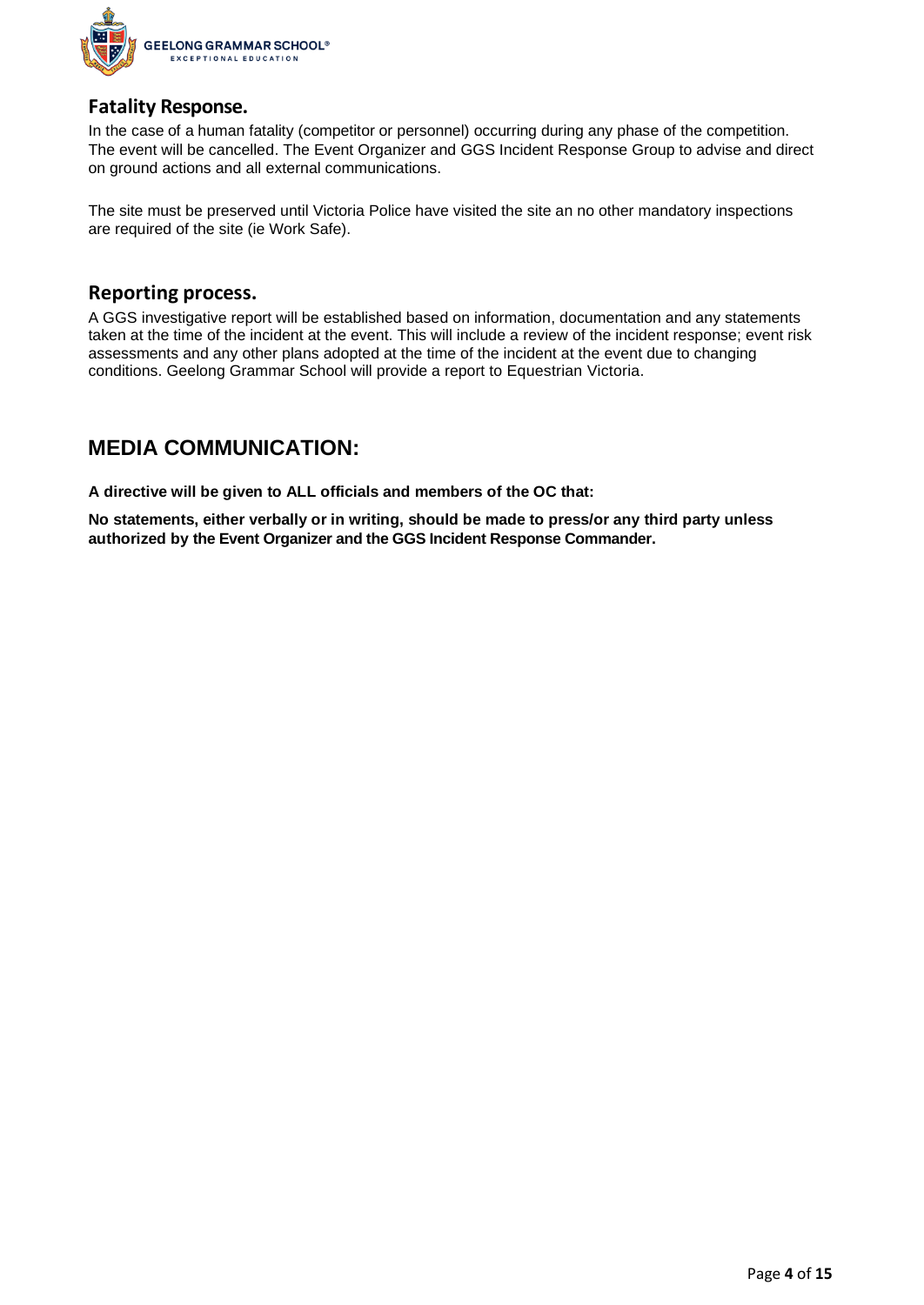## Fatality Response.

In the case of a human fatality (competitor or personnel) occurring during any phase of the competition. The event will be cancelled. The Event Organizer and GGS Incident Response Group to advise and direct on ground actions and all external communications.

The site must be preserved until Victoria Police have visited the site an no other mandatory inspections are required of the site (ie Work Safe).

## Reporting process.

A GGS investigative report will be established based on information, documentation and any statements taken at the time of the incident at the event. This will include a review of the incident response; event risk assessments and any other plans adopted at the time of the incident at the event due to changing conditions. Geelong Grammar School will provide a report to Equestrian Victoria.

# MEDIA COMMUNICATION:

**A directive will be given to ALL officials and members of the OC that:**

**No statements, either verbally or in writing, should be made to press/or any third party unless authorized by the Event Organizer and the GGS Incident Response Commander.**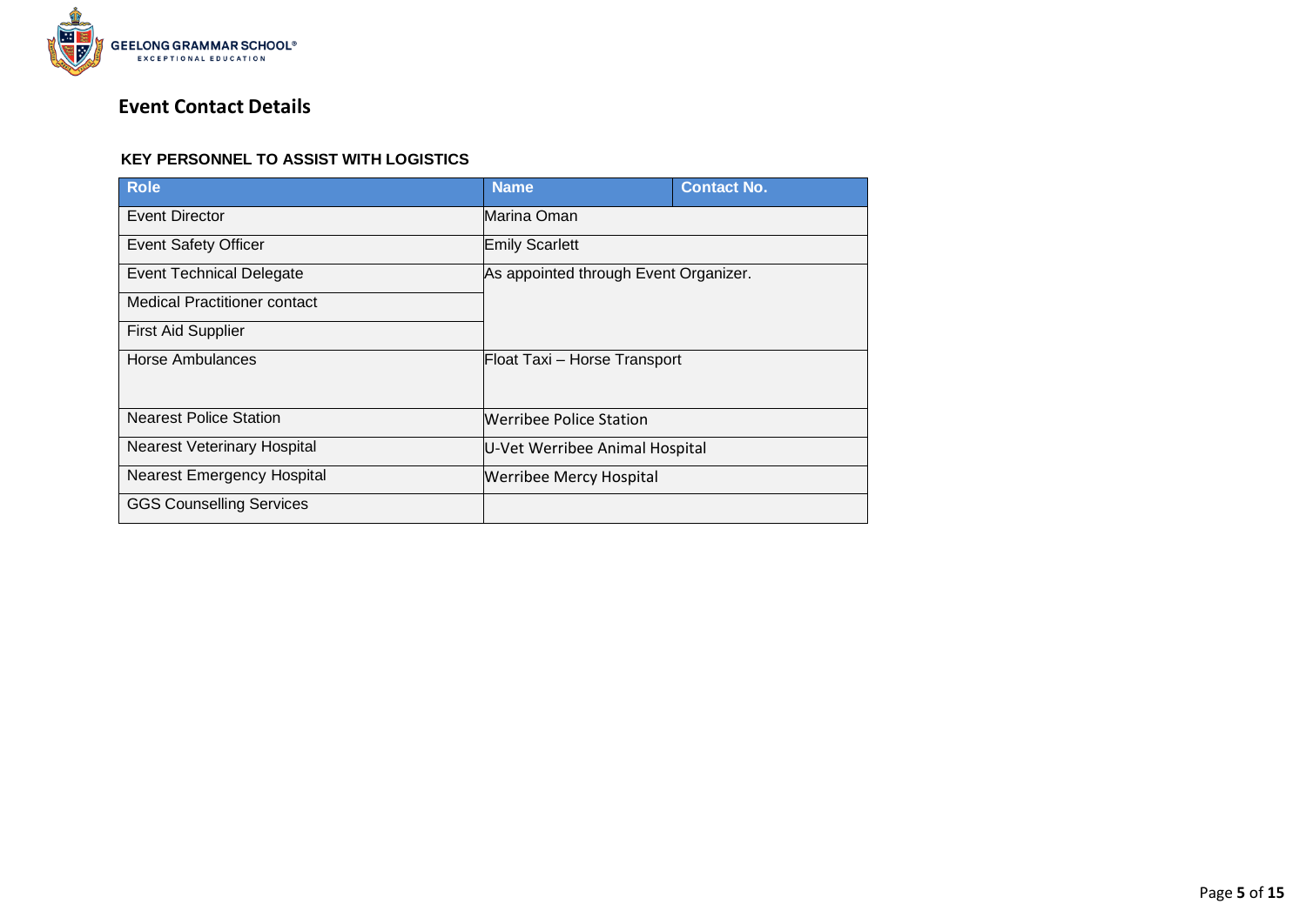## Event Contact Details

**KEY PERSONNEL TO ASSIST WITH LOGISTICS**

| Role | Name | Contact No. |
|---|---|---|
| Event Director | Marina Oman | |
| Event Safety Officer | Emily Scarlett | |
| Event Technical Delegate | As appointed through Event Organizer. | |
| Medical Practitioner contact | | |
| First Aid Supplier | | |
| Horse Ambulances | Float Taxi – Horse Transport | |
| Nearest Police Station | Werribee Police Station | |
| Nearest Veterinary Hospital | U-Vet Werribee Animal Hospital | |
| Nearest Emergency Hospital | Werribee Mercy Hospital | |
| GGS Counselling Services | | |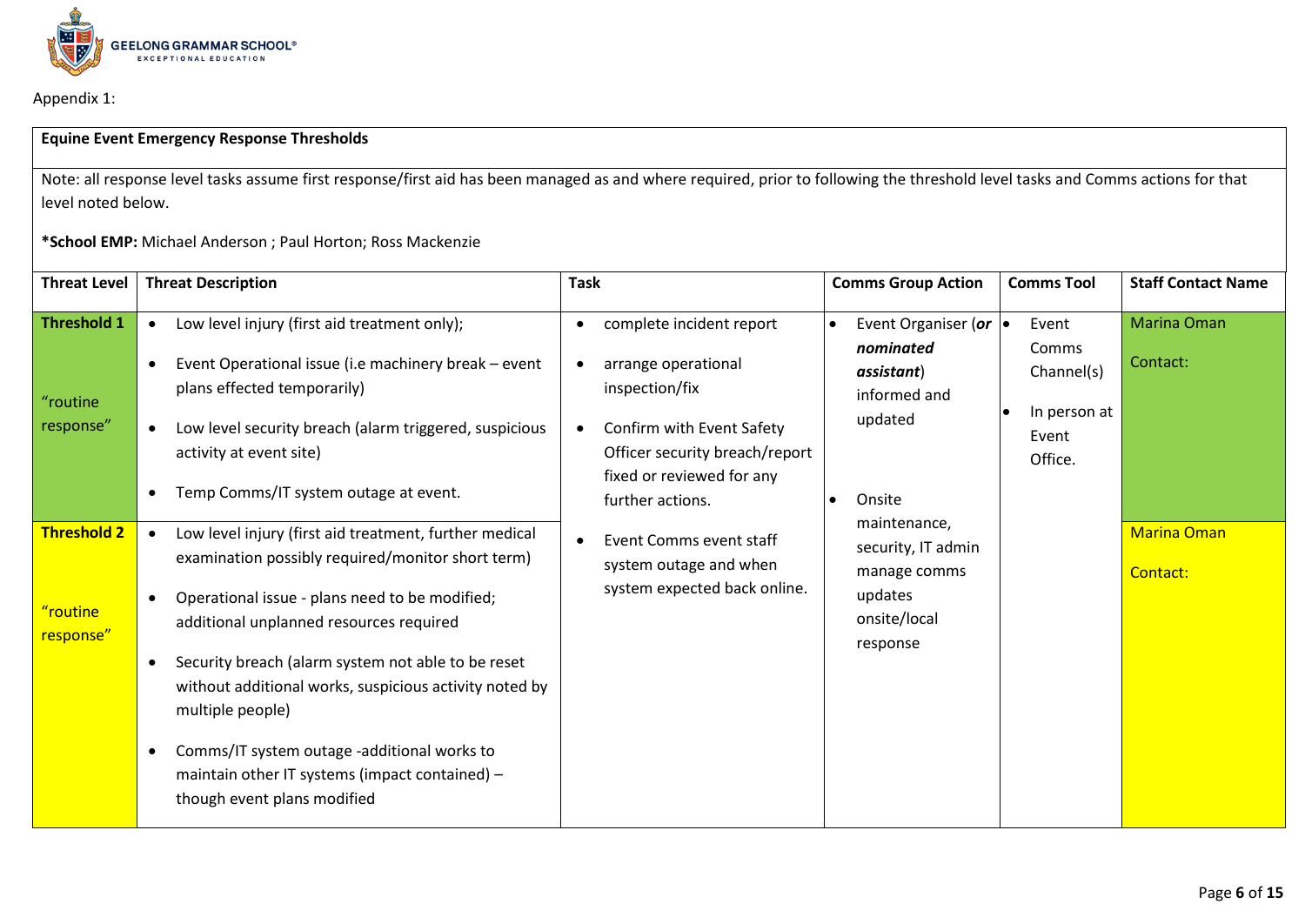Appendix 1:

**Equine Event Emergency Response Thresholds**

Note: all response level tasks assume first response/first aid has been managed as and where required, prior to following the threshold level tasks and Comms actions for that level noted below.

***School EMP:** Michael Anderson ; Paul Horton; Ross Mackenzie

| Threat Level | Threat Description | Task | Comms Group Action | Comms Tool | Staff Contact Name |
|---|---|---|---|---|---|
| **Threshold 1**<br><br>"routine response" | • Low level injury (first aid treatment only);<br>• Event Operational issue (i.e machinery break – event plans effected temporarily)<br>• Low level security breach (alarm triggered, suspicious activity at event site)<br>• Temp Comms/IT system outage at event. | • complete incident report<br>• arrange operational inspection/fix<br>• Confirm with Event Safety Officer security breach/report fixed or reviewed for any further actions.<br>• Event Comms event staff system outage and when system expected back online. | • Event Organiser (***or nominated assistant***) informed and updated<br>• Onsite maintenance, security, IT admin manage comms updates onsite/local response | • Event Comms Channel(s)<br>• In person at Event Office. | Marina Oman<br><br>Contact: |
| **Threshold 2**<br><br>"routine response" | • Low level injury (first aid treatment, further medical examination possibly required/monitor short term)<br>• Operational issue - plans need to be modified; additional unplanned resources required<br>• Security breach (alarm system not able to be reset without additional works, suspicious activity noted by multiple people)<br>• Comms/IT system outage -additional works to maintain other IT systems (impact contained) – though event plans modified | | | | Marina Oman<br><br>Contact: |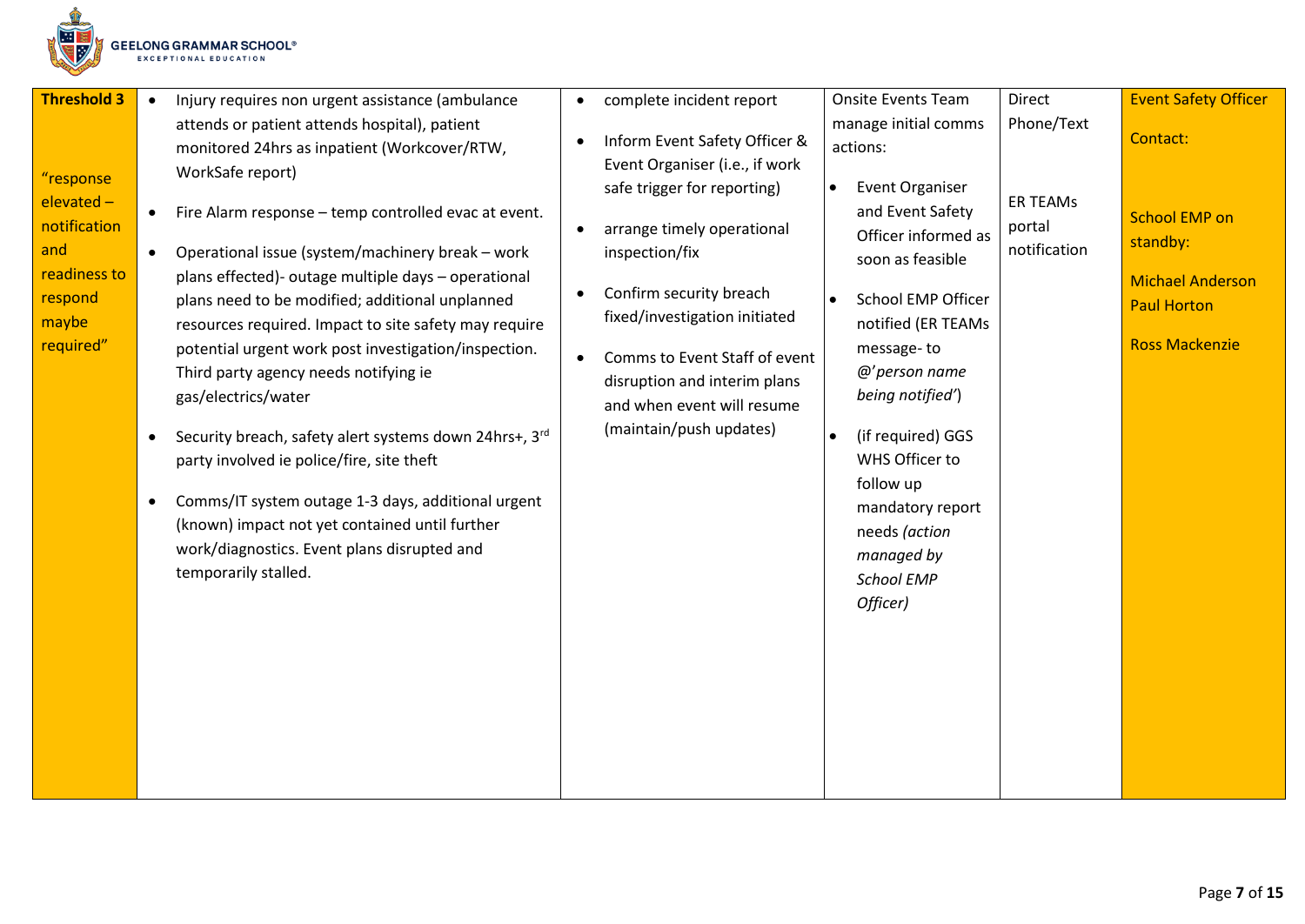| Threshold 3<br><br>"response elevated – notification and readiness to respond maybe required" | • Injury requires non urgent assistance (ambulance attends or patient attends hospital), patient monitored 24hrs as inpatient (Workcover/RTW, WorkSafe report)<br>• Fire Alarm response – temp controlled evac at event.<br>• Operational issue (system/machinery break – work plans effected)- outage multiple days – operational plans need to be modified; additional unplanned resources required. Impact to site safety may require potential urgent work post investigation/inspection. Third party agency needs notifying ie gas/electrics/water<br>• Security breach, safety alert systems down 24hrs+, 3rd party involved ie police/fire, site theft<br>• Comms/IT system outage 1-3 days, additional urgent (known) impact not yet contained until further work/diagnostics. Event plans disrupted and temporarily stalled. | • complete incident report<br>• Inform Event Safety Officer & Event Organiser (i.e., if work safe trigger for reporting)<br>• arrange timely operational inspection/fix<br>• Confirm security breach fixed/investigation initiated<br>• Comms to Event Staff of event disruption and interim plans and when event will resume (maintain/push updates) | Onsite Events Team manage initial comms actions:<br>• Event Organiser and Event Safety Officer informed as soon as feasible<br>• School EMP Officer notified (ER TEAMs message- to *@'person name being notified'*)<br>• (if required) GGS WHS Officer to follow up mandatory report needs *(action managed by School EMP Officer)* | Direct Phone/Text<br><br>ER TEAMs portal notification | Event Safety Officer<br><br>Contact:<br><br>School EMP on standby:<br><br>Michael Anderson<br>Paul Horton<br><br>Ross Mackenzie |
|---|---|---|---|---|---|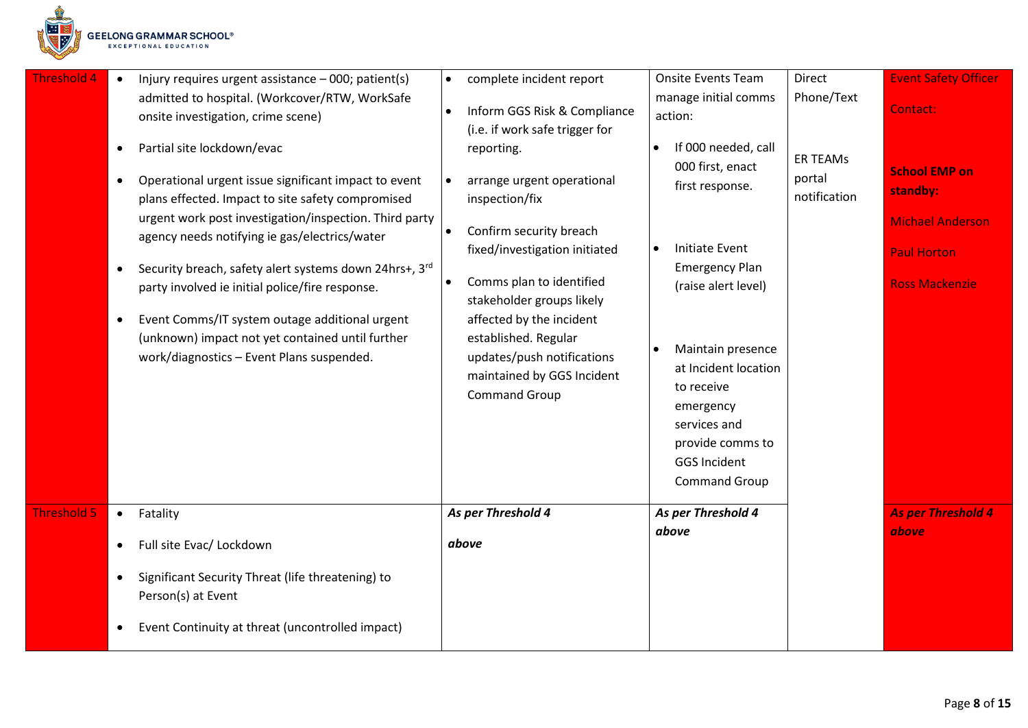| Threshold 4 | • Injury requires urgent assistance – 000; patient(s) admitted to hospital. (Workcover/RTW, WorkSafe onsite investigation, crime scene)<br>• Partial site lockdown/evac<br>• Operational urgent issue significant impact to event plans effected. Impact to site safety compromised urgent work post investigation/inspection. Third party agency needs notifying ie gas/electrics/water<br>• Security breach, safety alert systems down 24hrs+, 3rd party involved ie initial police/fire response.<br>• Event Comms/IT system outage additional urgent (unknown) impact not yet contained until further work/diagnostics – Event Plans suspended. | • complete incident report<br>• Inform GGS Risk & Compliance (i.e. if work safe trigger for reporting.<br>• arrange urgent operational inspection/fix<br>• Confirm security breach fixed/investigation initiated<br>• Comms plan to identified stakeholder groups likely affected by the incident established. Regular updates/push notifications maintained by GGS Incident Command Group | Onsite Events Team manage initial comms action:<br>• If 000 needed, call 000 first, enact first response.<br>• Initiate Event Emergency Plan (raise alert level)<br>• Maintain presence at Incident location to receive emergency services and provide comms to GGS Incident Command Group | Direct Phone/Text<br><br>ER TEAMs portal notification | Event Safety Officer<br><br>Contact:<br><br>**School EMP on standby:**<br><br>Michael Anderson<br><br>Paul Horton<br><br>Ross Mackenzie |
|---|---|---|---|---|---|
| Threshold 5 | • Fatality<br>• Full site Evac/ Lockdown<br>• Significant Security Threat (life threatening) to Person(s) at Event<br>• Event Continuity at threat (uncontrolled impact) | ***As per Threshold 4 above*** | ***As per Threshold 4 above*** | | ***As per Threshold 4 above*** |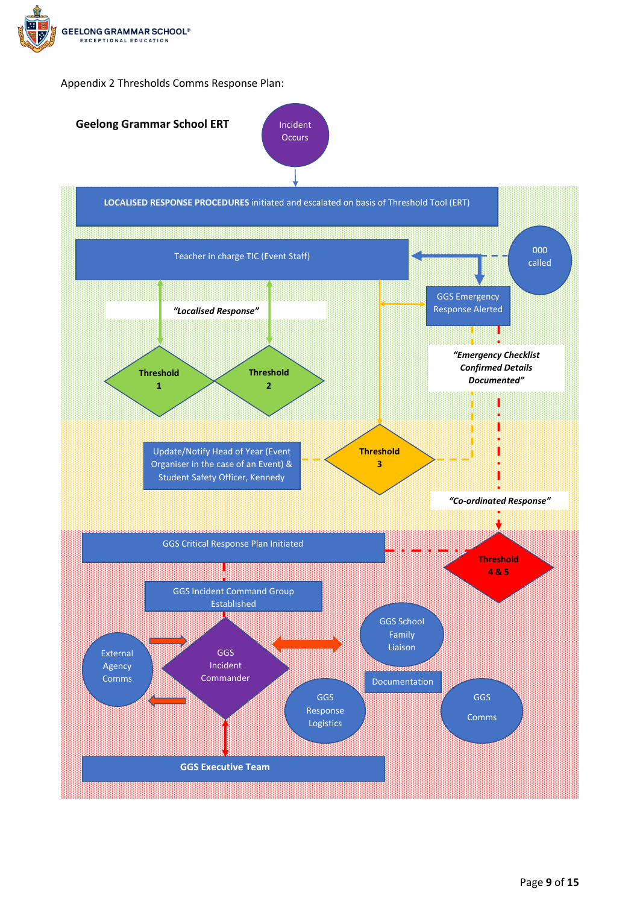Appendix 2 Thresholds Comms Response Plan:

**Geelong Grammar School ERT**

Incident Occurs

**LOCALISED RESPONSE PROCEDURES** initiated and escalated on basis of Threshold Tool (ERT)

Teacher in charge TIC (Event Staff)

000 called

GGS Emergency Response Alerted

***"Localised Response"***

**Threshold 1**

**Threshold 2**

***"Emergency Checklist Confirmed Details Documented"***

Update/Notify Head of Year (Event Organiser in the case of an Event) & Student Safety Officer, Kennedy

**Threshold 3**

***"Co-ordinated Response"***

GGS Critical Response Plan Initiated

**Threshold 4 & 5**

GGS Incident Command Group Established

External Agency Comms

GGS Incident Commander

GGS School Family Liaison

Documentation

GGS Response Logistics

GGS Comms

**GGS Executive Team**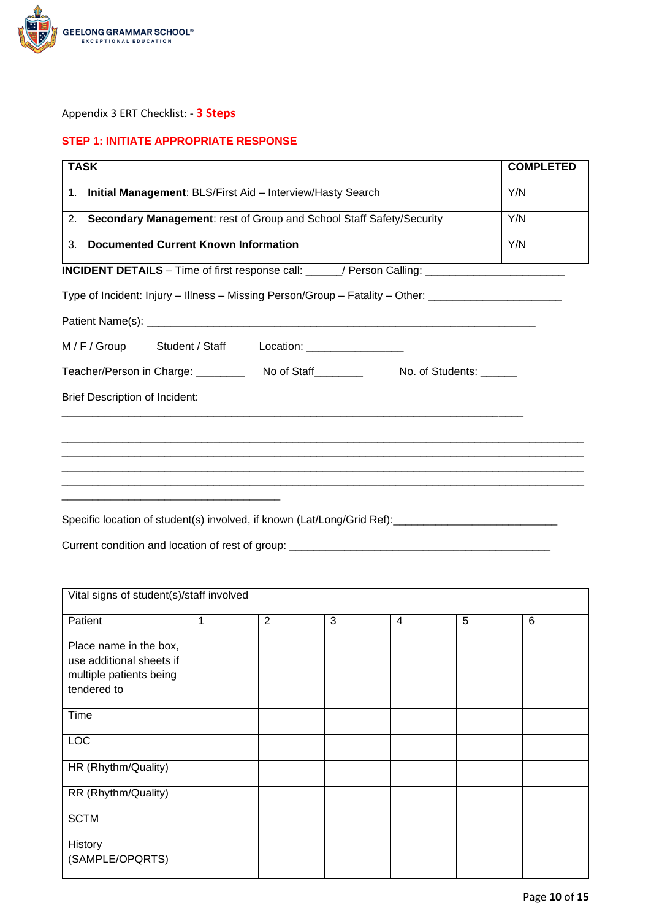Appendix 3 ERT Checklist: - **3 Steps**

## STEP 1: INITIATE APPROPRIATE RESPONSE

| TASK | COMPLETED |
|---|---|
| 1. **Initial Management**: BLS/First Aid – Interview/Hasty Search | Y/N |
| 2. **Secondary Management**: rest of Group and School Staff Safety/Security | Y/N |
| 3. **Documented Current Known Information** | Y/N |

**INCIDENT DETAILS** – Time of first response call: ______/ Person Calling: _______________________

Type of Incident: Injury – Illness – Missing Person/Group – Fatality – Other: ______________________

Patient Name(s): _________________________________________________________________

M / F / Group      Student / Staff      Location: ________________

Teacher/Person in Charge: ________   No of Staff________   No. of Students: ______

Brief Description of Incident:

____________________________________________________________________________

____________________________________________________________________________

____________________________________________________________________________

____________________________________________________________________________

____________________________________________________________________________

____________________________________

Specific location of student(s) involved, if known (Lat/Long/Grid Ref):___________________________

Current condition and location of rest of group: ___________________________________________

| Vital signs of student(s)/staff involved | | | | | | |
|---|---|---|---|---|---|---|
| Patient<br><br>Place name in the box, use additional sheets if multiple patients being tendered to | 1 | 2 | 3 | 4 | 5 | 6 |
| Time | | | | | | |
| LOC | | | | | | |
| HR (Rhythm/Quality) | | | | | | |
| RR (Rhythm/Quality) | | | | | | |
| SCTM | | | | | | |
| History (SAMPLE/OPQRTS) | | | | | | |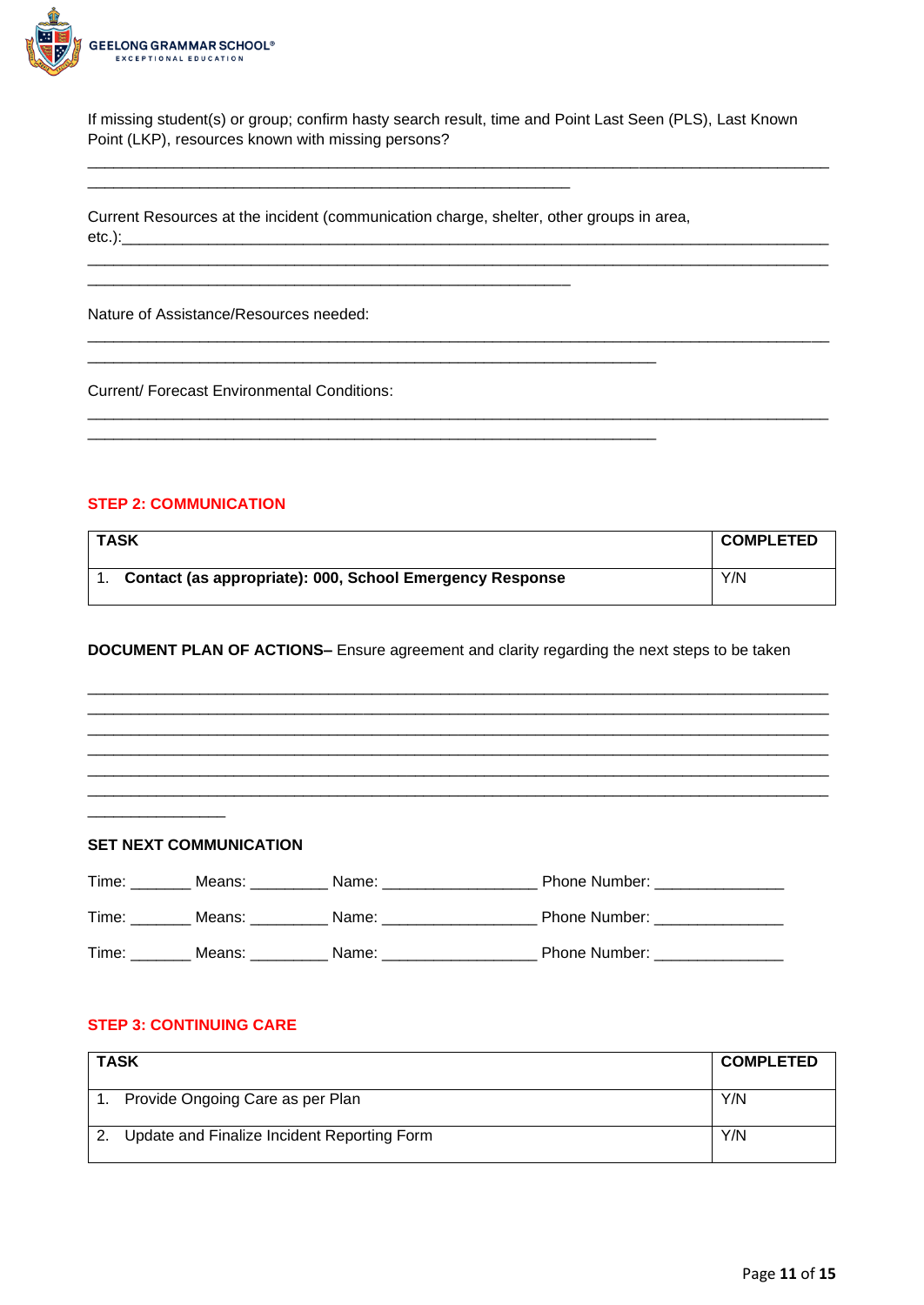If missing student(s) or group; confirm hasty search result, time and Point Last Seen (PLS), Last Known Point (LKP), resources known with missing persons?

_______________________________________________________________________________________
_________________________________________________________

Current Resources at the incident (communication charge, shelter, other groups in area, etc.):_______________________________________________________________________________
_______________________________________________________________________________________
_________________________________________________________

Nature of Assistance/Resources needed:

_______________________________________________________________________________________
___________________________________________________________________

Current/ Forecast Environmental Conditions:

_______________________________________________________________________________________
___________________________________________________________________

### STEP 2: COMMUNICATION

| TASK | COMPLETED |
|---|---|
| 1. **Contact (as appropriate): 000, School Emergency Response** | Y/N |

**DOCUMENT PLAN OF ACTIONS–** Ensure agreement and clarity regarding the next steps to be taken

_______________________________________________________________________________________
_______________________________________________________________________________________
_______________________________________________________________________________________
_______________________________________________________________________________________
_______________________________________________________________________________________
_______________________________________________________________________________________
________________

**SET NEXT COMMUNICATION**

Time: _______ Means: _________ Name: __________________ Phone Number: _______________

Time: _______ Means: _________ Name: __________________ Phone Number: _______________

Time: _______ Means: _________ Name: __________________ Phone Number: _______________

### STEP 3: CONTINUING CARE

| TASK | COMPLETED |
|---|---|
| 1. Provide Ongoing Care as per Plan | Y/N |
| 2. Update and Finalize Incident Reporting Form | Y/N |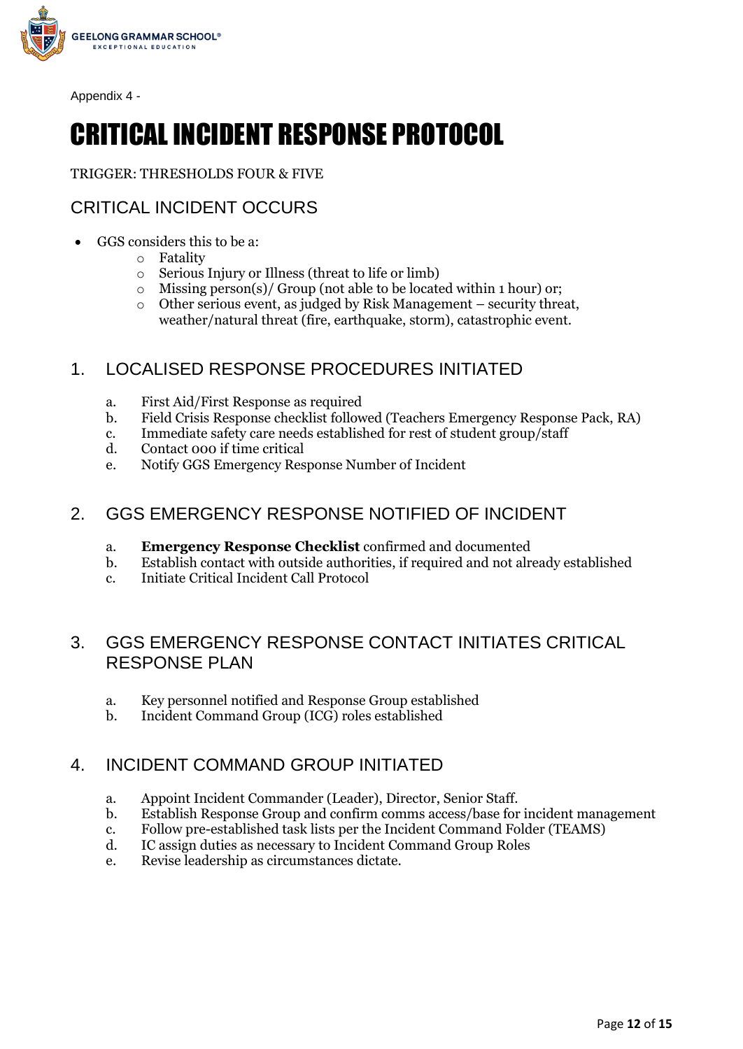Appendix 4 -

# CRITICAL INCIDENT RESPONSE PROTOCOL

TRIGGER: THRESHOLDS FOUR & FIVE

## CRITICAL INCIDENT OCCURS

- GGS considers this to be a:
  - Fatality
  - Serious Injury or Illness (threat to life or limb)
  - Missing person(s)/ Group (not able to be located within 1 hour) or;
  - Other serious event, as judged by Risk Management – security threat, weather/natural threat (fire, earthquake, storm), catastrophic event.

## 1. LOCALISED RESPONSE PROCEDURES INITIATED

a. First Aid/First Response as required
b. Field Crisis Response checklist followed (Teachers Emergency Response Pack, RA)
c. Immediate safety care needs established for rest of student group/staff
d. Contact 000 if time critical
e. Notify GGS Emergency Response Number of Incident

## 2. GGS EMERGENCY RESPONSE NOTIFIED OF INCIDENT

a. **Emergency Response Checklist** confirmed and documented
b. Establish contact with outside authorities, if required and not already established
c. Initiate Critical Incident Call Protocol

## 3. GGS EMERGENCY RESPONSE CONTACT INITIATES CRITICAL RESPONSE PLAN

a. Key personnel notified and Response Group established
b. Incident Command Group (ICG) roles established

## 4. INCIDENT COMMAND GROUP INITIATED

a. Appoint Incident Commander (Leader), Director, Senior Staff.
b. Establish Response Group and confirm comms access/base for incident management
c. Follow pre-established task lists per the Incident Command Folder (TEAMS)
d. IC assign duties as necessary to Incident Command Group Roles
e. Revise leadership as circumstances dictate.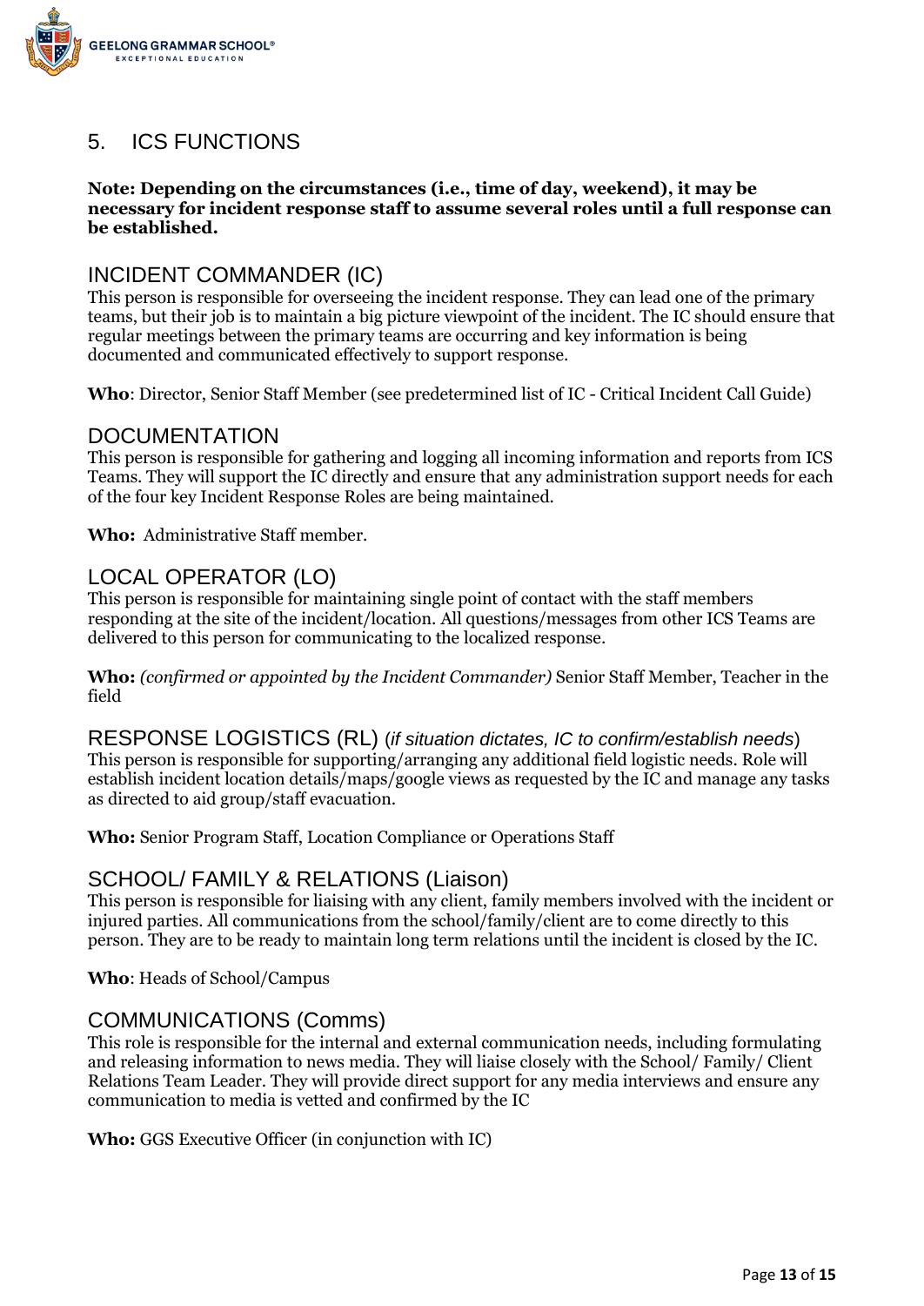## 5. ICS FUNCTIONS

**Note: Depending on the circumstances (i.e., time of day, weekend), it may be necessary for incident response staff to assume several roles until a full response can be established.**

### INCIDENT COMMANDER (IC)

This person is responsible for overseeing the incident response. They can lead one of the primary teams, but their job is to maintain a big picture viewpoint of the incident. The IC should ensure that regular meetings between the primary teams are occurring and key information is being documented and communicated effectively to support response.

**Who**: Director, Senior Staff Member (see predetermined list of IC - Critical Incident Call Guide)

### DOCUMENTATION

This person is responsible for gathering and logging all incoming information and reports from ICS Teams. They will support the IC directly and ensure that any administration support needs for each of the four key Incident Response Roles are being maintained.

**Who:** Administrative Staff member.

### LOCAL OPERATOR (LO)

This person is responsible for maintaining single point of contact with the staff members responding at the site of the incident/location. All questions/messages from other ICS Teams are delivered to this person for communicating to the localized response.

**Who:** *(confirmed or appointed by the Incident Commander)* Senior Staff Member, Teacher in the field

### RESPONSE LOGISTICS (RL) (*if situation dictates, IC to confirm/establish needs*)

This person is responsible for supporting/arranging any additional field logistic needs. Role will establish incident location details/maps/google views as requested by the IC and manage any tasks as directed to aid group/staff evacuation.

**Who:** Senior Program Staff, Location Compliance or Operations Staff

### SCHOOL/ FAMILY & RELATIONS (Liaison)

This person is responsible for liaising with any client, family members involved with the incident or injured parties. All communications from the school/family/client are to come directly to this person. They are to be ready to maintain long term relations until the incident is closed by the IC.

**Who**: Heads of School/Campus

### COMMUNICATIONS (Comms)

This role is responsible for the internal and external communication needs, including formulating and releasing information to news media. They will liaise closely with the School/ Family/ Client Relations Team Leader. They will provide direct support for any media interviews and ensure any communication to media is vetted and confirmed by the IC

**Who:** GGS Executive Officer (in conjunction with IC)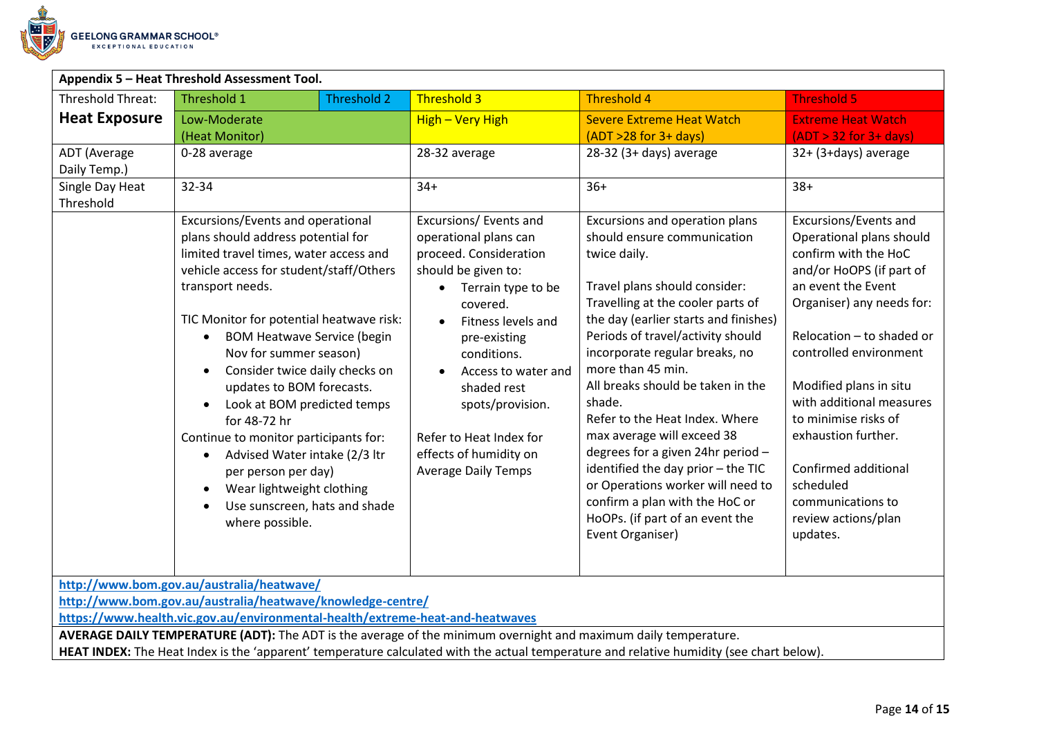| **Appendix 5 – Heat Threshold Assessment Tool.** | | | | | |
|---|---|---|---|---|---|
| Threshold Threat: **Heat Exposure** | Threshold 1 | Threshold 2 | Threshold 3 | Threshold 4 | Threshold 5 |
| | Low-Moderate (Heat Monitor) | | High – Very High | Severe Extreme Heat Watch (ADT >28 for 3+ days) | Extreme Heat Watch (ADT > 32 for 3+ days) |
| ADT (Average Daily Temp.) | 0-28 average | | 28-32 average | 28-32 (3+ days) average | 32+ (3+days) average |
| Single Day Heat Threshold | 32-34 | | 34+ | 36+ | 38+ |
| | Excursions/Events and operational plans should address potential for limited travel times, water access and vehicle access for student/staff/Others transport needs.<br><br>TIC Monitor for potential heatwave risk:<br>• BOM Heatwave Service (begin Nov for summer season)<br>• Consider twice daily checks on updates to BOM forecasts.<br>• Look at BOM predicted temps for 48-72 hr<br>Continue to monitor participants for:<br>• Advised Water intake (2/3 ltr per person per day)<br>• Wear lightweight clothing<br>• Use sunscreen, hats and shade where possible. | | Excursions/ Events and operational plans can proceed. Consideration should be given to:<br>• Terrain type to be covered.<br>• Fitness levels and pre-existing conditions.<br>• Access to water and shaded rest spots/provision.<br><br>Refer to Heat Index for effects of humidity on Average Daily Temps | Excursions and operation plans should ensure communication twice daily.<br><br>Travel plans should consider: Travelling at the cooler parts of the day (earlier starts and finishes)<br>Periods of travel/activity should incorporate regular breaks, no more than 45 min.<br>All breaks should be taken in the shade.<br>Refer to the Heat Index. Where max average will exceed 38 degrees for a given 24hr period – identified the day prior – the TIC or Operations worker will need to confirm a plan with the HoC or HoOPs. (if part of an event the Event Organiser) | Excursions/Events and Operational plans should confirm with the HoC and/or HoOPS (if part of an event the Event Organiser) any needs for:<br><br>Relocation – to shaded or controlled environment<br><br>Modified plans in situ with additional measures to minimise risks of exhaustion further.<br><br>Confirmed additional scheduled communications to review actions/plan updates. |

http://www.bom.gov.au/australia/heatwave/
http://www.bom.gov.au/australia/heatwave/knowledge-centre/
https://www.health.vic.gov.au/environmental-health/extreme-heat-and-heatwaves

**AVERAGE DAILY TEMPERATURE (ADT):** The ADT is the average of the minimum overnight and maximum daily temperature.
**HEAT INDEX:** The Heat Index is the 'apparent' temperature calculated with the actual temperature and relative humidity (see chart below).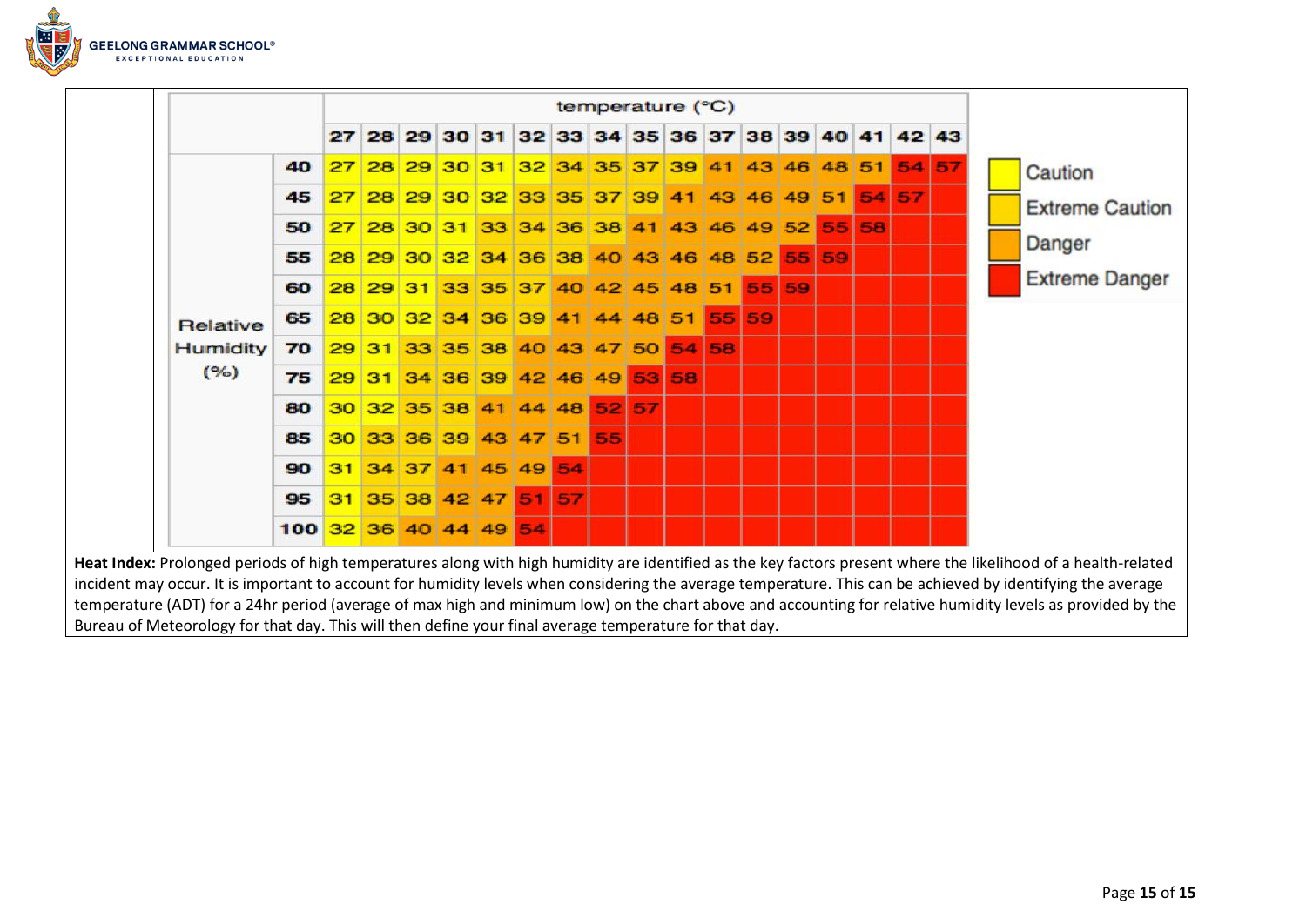| Relative Humidity (%) | temperature (°C) | | | | | | | | | | | | | | | | |
|---|---|---|---|---|---|---|---|---|---|---|---|---|---|---|---|---|---|
| | 27 | 28 | 29 | 30 | 31 | 32 | 33 | 34 | 35 | 36 | 37 | 38 | 39 | 40 | 41 | 42 | 43 |
| 40 | 27 | 28 | 29 | 30 | 31 | 32 | 34 | 35 | 37 | 39 | 41 | 43 | 46 | 48 | 51 | 54 | 57 |
| 45 | 27 | 28 | 29 | 30 | 32 | 33 | 35 | 37 | 39 | 41 | 43 | 46 | 49 | 51 | 54 | 57 | |
| 50 | 27 | 28 | 30 | 31 | 33 | 34 | 36 | 38 | 41 | 43 | 46 | 49 | 52 | 55 | 58 | | |
| 55 | 28 | 29 | 30 | 32 | 34 | 36 | 38 | 40 | 43 | 46 | 48 | 52 | 55 | 59 | | | |
| 60 | 28 | 29 | 31 | 33 | 35 | 37 | 40 | 42 | 45 | 48 | 51 | 55 | 59 | | | | |
| 65 | 28 | 30 | 32 | 34 | 36 | 39 | 41 | 44 | 48 | 51 | 55 | 59 | | | | | |
| 70 | 29 | 31 | 33 | 35 | 38 | 40 | 43 | 47 | 50 | 54 | 58 | | | | | | |
| 75 | 29 | 31 | 34 | 36 | 39 | 42 | 46 | 49 | 53 | 58 | | | | | | | |
| 80 | 30 | 32 | 35 | 38 | 41 | 44 | 48 | 52 | 57 | | | | | | | | |
| 85 | 30 | 33 | 36 | 39 | 43 | 47 | 51 | 55 | | | | | | | | | |
| 90 | 31 | 34 | 37 | 41 | 45 | 49 | 54 | | | | | | | | | | |
| 95 | 31 | 35 | 38 | 42 | 47 | 51 | 57 | | | | | | | | | | |
| 100 | 32 | 36 | 40 | 44 | 49 | 54 | | | | | | | | | | | |

Caution

Extreme Caution

Danger

Extreme Danger

**Heat Index:** Prolonged periods of high temperatures along with high humidity are identified as the key factors present where the likelihood of a health-related incident may occur. It is important to account for humidity levels when considering the average temperature. This can be achieved by identifying the average temperature (ADT) for a 24hr period (average of max high and minimum low) on the chart above and accounting for relative humidity levels as provided by the Bureau of Meteorology for that day. This will then define your final average temperature for that day.